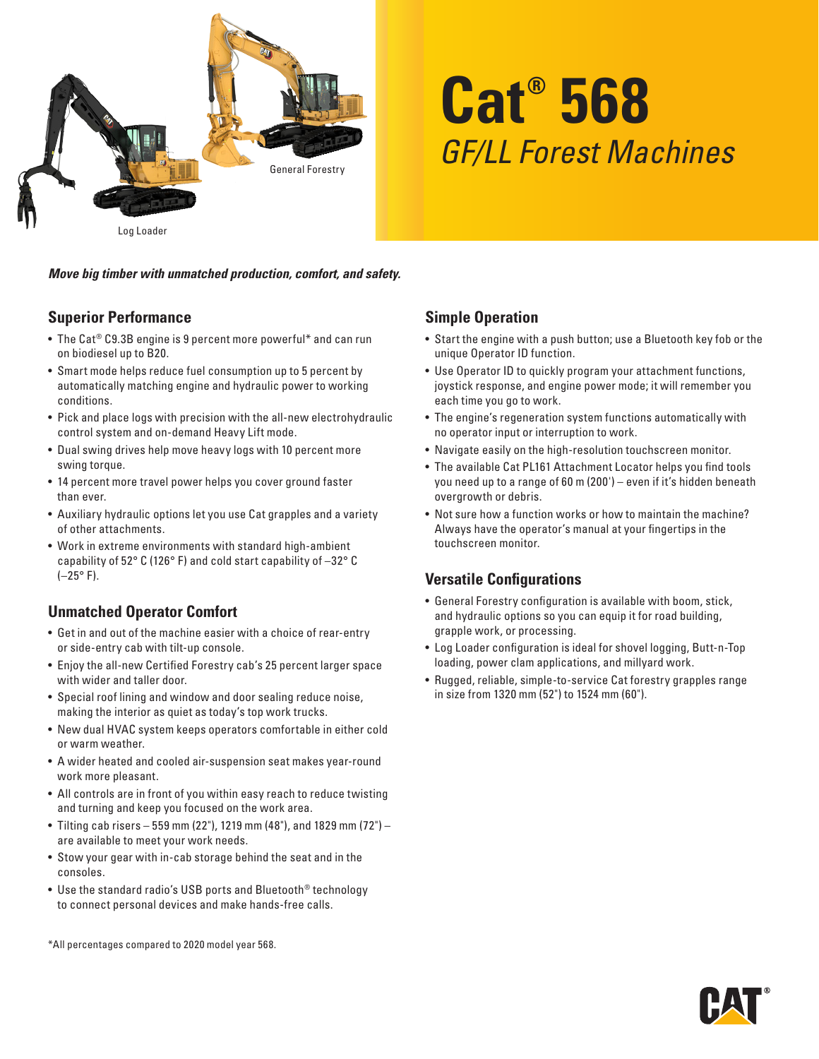General Forestry

Log Loader

# Cat® 568

*GF/LL Forest Machines*

***Move big timber with unmatched production, comfort, and safety.***

## Superior Performance

- The Cat® C9.3B engine is 9 percent more powerful* and can run on biodiesel up to B20.
- Smart mode helps reduce fuel consumption up to 5 percent by automatically matching engine and hydraulic power to working conditions.
- Pick and place logs with precision with the all-new electrohydraulic control system and on-demand Heavy Lift mode.
- Dual swing drives help move heavy logs with 10 percent more swing torque.
- 14 percent more travel power helps you cover ground faster than ever.
- Auxiliary hydraulic options let you use Cat grapples and a variety of other attachments.
- Work in extreme environments with standard high-ambient capability of 52° C (126° F) and cold start capability of –32° C (–25° F).

## Unmatched Operator Comfort

- Get in and out of the machine easier with a choice of rear-entry or side-entry cab with tilt-up console.
- Enjoy the all-new Certified Forestry cab's 25 percent larger space with wider and taller door.
- Special roof lining and window and door sealing reduce noise, making the interior as quiet as today's top work trucks.
- New dual HVAC system keeps operators comfortable in either cold or warm weather.
- A wider heated and cooled air-suspension seat makes year-round work more pleasant.
- All controls are in front of you within easy reach to reduce twisting and turning and keep you focused on the work area.
- Tilting cab risers – 559 mm (22"), 1219 mm (48"), and 1829 mm (72") – are available to meet your work needs.
- Stow your gear with in-cab storage behind the seat and in the consoles.
- Use the standard radio's USB ports and Bluetooth® technology to connect personal devices and make hands-free calls.

## Simple Operation

- Start the engine with a push button; use a Bluetooth key fob or the unique Operator ID function.
- Use Operator ID to quickly program your attachment functions, joystick response, and engine power mode; it will remember you each time you go to work.
- The engine's regeneration system functions automatically with no operator input or interruption to work.
- Navigate easily on the high-resolution touchscreen monitor.
- The available Cat PL161 Attachment Locator helps you find tools you need up to a range of 60 m (200') – even if it's hidden beneath overgrowth or debris.
- Not sure how a function works or how to maintain the machine? Always have the operator's manual at your fingertips in the touchscreen monitor.

## Versatile Configurations

- General Forestry configuration is available with boom, stick, and hydraulic options so you can equip it for road building, grapple work, or processing.
- Log Loader configuration is ideal for shovel logging, Butt-n-Top loading, power clam applications, and millyard work.
- Rugged, reliable, simple-to-service Cat forestry grapples range in size from 1320 mm (52") to 1524 mm (60").

*All percentages compared to 2020 model year 568.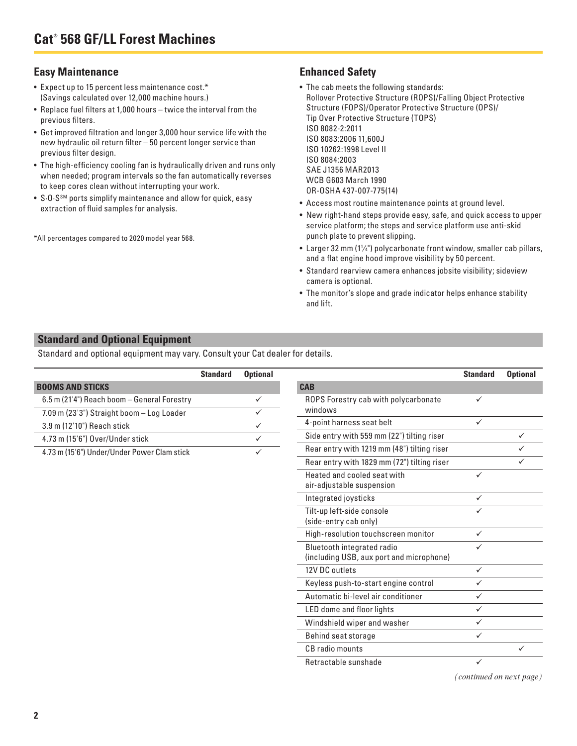# Cat® 568 GF/LL Forest Machines

## Easy Maintenance

- Expect up to 15 percent less maintenance cost.* (Savings calculated over 12,000 machine hours.)
- Replace fuel filters at 1,000 hours – twice the interval from the previous filters.
- Get improved filtration and longer 3,000 hour service life with the new hydraulic oil return filter – 50 percent longer service than previous filter design.
- The high-efficiency cooling fan is hydraulically driven and runs only when needed; program intervals so the fan automatically reverses to keep cores clean without interrupting your work.
- S·O·S℠ ports simplify maintenance and allow for quick, easy extraction of fluid samples for analysis.

*All percentages compared to 2020 model year 568.

## Enhanced Safety

- The cab meets the following standards:
  Rollover Protective Structure (ROPS)/Falling Object Protective Structure (FOPS)/Operator Protective Structure (OPS)/ Tip Over Protective Structure (TOPS)
  ISO 8082-2:2011
  ISO 8083:2006 11,600J
  ISO 10262:1998 Level II
  ISO 8084:2003
  SAE J1356 MAR2013
  WCB G603 March 1990
  OR-OSHA 437-007-775(14)
- Access most routine maintenance points at ground level.
- New right-hand steps provide easy, safe, and quick access to upper service platform; the steps and service platform use anti-skid punch plate to prevent slipping.
- Larger 32 mm (1¼") polycarbonate front window, smaller cab pillars, and a flat engine hood improve visibility by 50 percent.
- Standard rearview camera enhances jobsite visibility; sideview camera is optional.
- The monitor's slope and grade indicator helps enhance stability and lift.

## Standard and Optional Equipment

Standard and optional equipment may vary. Consult your Cat dealer for details.

| | Standard | Optional |
|---|---|---|
| **BOOMS AND STICKS** | | |
| 6.5 m (21'4") Reach boom – General Forestry | | ✓ |
| 7.09 m (23'3") Straight boom – Log Loader | | ✓ |
| 3.9 m (12'10") Reach stick | | ✓ |
| 4.73 m (15'6") Over/Under stick | | ✓ |
| 4.73 m (15'6") Under/Under Power Clam stick | | ✓ |

| | Standard | Optional |
|---|---|---|
| **CAB** | | |
| ROPS Forestry cab with polycarbonate windows | ✓ | |
| 4-point harness seat belt | ✓ | |
| Side entry with 559 mm (22") tilting riser | | ✓ |
| Rear entry with 1219 mm (48") tilting riser | | ✓ |
| Rear entry with 1829 mm (72") tilting riser | | ✓ |
| Heated and cooled seat with air-adjustable suspension | ✓ | |
| Integrated joysticks | ✓ | |
| Tilt-up left-side console (side-entry cab only) | ✓ | |
| High-resolution touchscreen monitor | ✓ | |
| Bluetooth integrated radio (including USB, aux port and microphone) | ✓ | |
| 12V DC outlets | ✓ | |
| Keyless push-to-start engine control | ✓ | |
| Automatic bi-level air conditioner | ✓ | |
| LED dome and floor lights | ✓ | |
| Windshield wiper and washer | ✓ | |
| Behind seat storage | ✓ | |
| CB radio mounts | | ✓ |
| Retractable sunshade | ✓ | |

*(continued on next page)*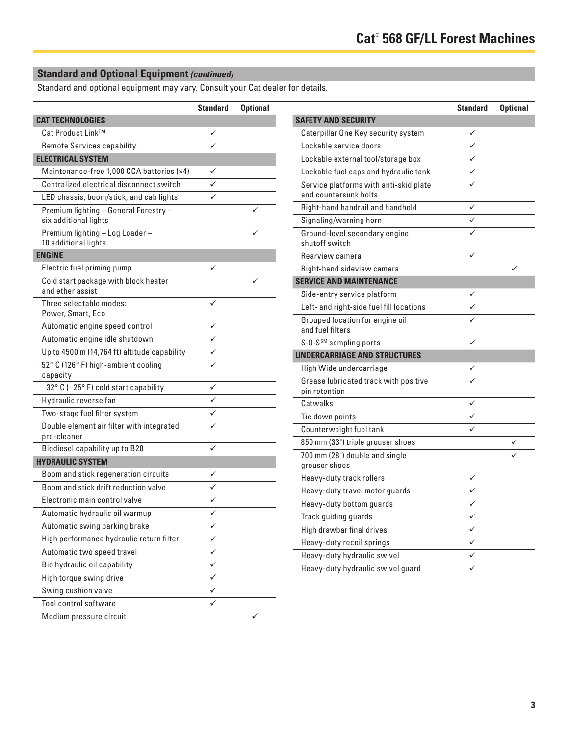## Standard and Optional Equipment *(continued)*

Standard and optional equipment may vary. Consult your Cat dealer for details.

| | Standard | Optional |
|---|---|---|
| **CAT TECHNOLOGIES** | | |
| Cat Product Link™ | ✓ | |
| Remote Services capability | ✓ | |
| **ELECTRICAL SYSTEM** | | |
| Maintenance-free 1,000 CCA batteries (×4) | ✓ | |
| Centralized electrical disconnect switch | ✓ | |
| LED chassis, boom/stick, and cab lights | ✓ | |
| Premium lighting – General Forestry – six additional lights | | ✓ |
| Premium lighting – Log Loader – 10 additional lights | | ✓ |
| **ENGINE** | | |
| Electric fuel priming pump | ✓ | |
| Cold start package with block heater and ether assist | | ✓ |
| Three selectable modes: Power, Smart, Eco | ✓ | |
| Automatic engine speed control | ✓ | |
| Automatic engine idle shutdown | ✓ | |
| Up to 4500 m (14,764 ft) altitude capability | ✓ | |
| 52° C (126° F) high-ambient cooling capacity | ✓ | |
| –32° C (–25° F) cold start capability | ✓ | |
| Hydraulic reverse fan | ✓ | |
| Two-stage fuel filter system | ✓ | |
| Double element air filter with integrated pre-cleaner | ✓ | |
| Biodiesel capability up to B20 | ✓ | |
| **HYDRAULIC SYSTEM** | | |
| Boom and stick regeneration circuits | ✓ | |
| Boom and stick drift reduction valve | ✓ | |
| Electronic main control valve | ✓ | |
| Automatic hydraulic oil warmup | ✓ | |
| Automatic swing parking brake | ✓ | |
| High performance hydraulic return filter | ✓ | |
| Automatic two speed travel | ✓ | |
| Bio hydraulic oil capability | ✓ | |
| High torque swing drive | ✓ | |
| Swing cushion valve | ✓ | |
| Tool control software | ✓ | |
| Medium pressure circuit | | ✓ |

| | Standard | Optional |
|---|---|---|
| **SAFETY AND SECURITY** | | |
| Caterpillar One Key security system | ✓ | |
| Lockable service doors | ✓ | |
| Lockable external tool/storage box | ✓ | |
| Lockable fuel caps and hydraulic tank | ✓ | |
| Service platforms with anti-skid plate and countersunk bolts | ✓ | |
| Right-hand handrail and handhold | ✓ | |
| Signaling/warning horn | ✓ | |
| Ground-level secondary engine shutoff switch | ✓ | |
| Rearview camera | ✓ | |
| Right-hand sideview camera | | ✓ |
| **SERVICE AND MAINTENANCE** | | |
| Side-entry service platform | ✓ | |
| Left- and right-side fuel fill locations | ✓ | |
| Grouped location for engine oil and fuel filters | ✓ | |
| S·O·S℠ sampling ports | ✓ | |
| **UNDERCARRIAGE AND STRUCTURES** | | |
| High Wide undercarriage | ✓ | |
| Grease lubricated track with positive pin retention | ✓ | |
| Catwalks | ✓ | |
| Tie down points | ✓ | |
| Counterweight fuel tank | ✓ | |
| 850 mm (33") triple grouser shoes | | ✓ |
| 700 mm (28") double and single grouser shoes | | ✓ |
| Heavy-duty track rollers | ✓ | |
| Heavy-duty travel motor guards | ✓ | |
| Heavy-duty bottom guards | ✓ | |
| Track guiding guards | ✓ | |
| High drawbar final drives | ✓ | |
| Heavy-duty recoil springs | ✓ | |
| Heavy-duty hydraulic swivel | ✓ | |
| Heavy-duty hydraulic swivel guard | ✓ | |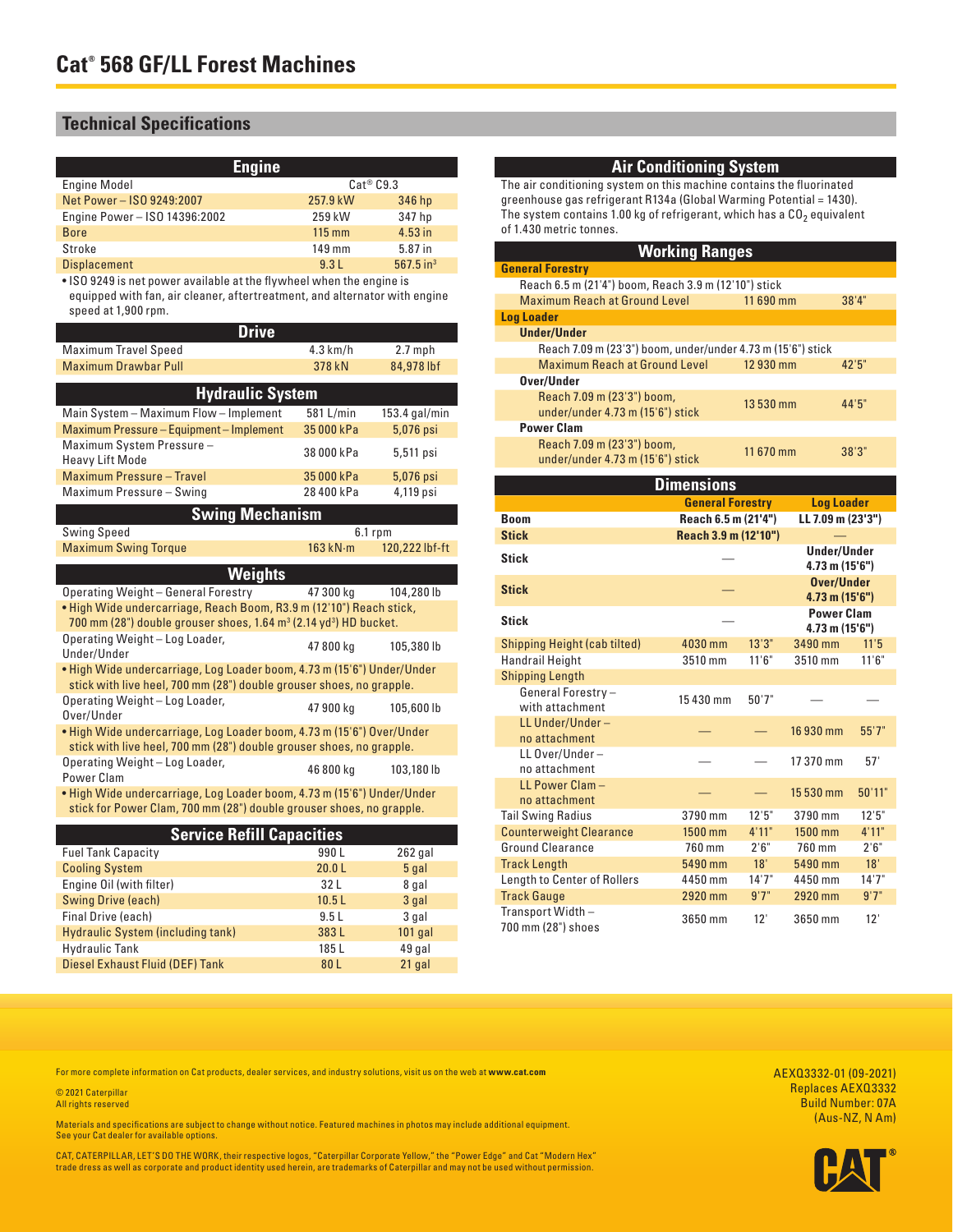# Cat® 568 GF/LL Forest Machines

## Technical Specifications

### Engine

| | | |
|---|---|---|
| Engine Model | Cat® C9.3 | |
| Net Power – ISO 9249:2007 | 257.9 kW | 346 hp |
| Engine Power – ISO 14396:2002 | 259 kW | 347 hp |
| Bore | 115 mm | 4.53 in |
| Stroke | 149 mm | 5.87 in |
| Displacement | 9.3 L | 567.5 in³ |

- ISO 9249 is net power available at the flywheel when the engine is equipped with fan, air cleaner, aftertreatment, and alternator with engine speed at 1,900 rpm.

### Drive

| | | |
|---|---|---|
| Maximum Travel Speed | 4.3 km/h | 2.7 mph |
| Maximum Drawbar Pull | 378 kN | 84,978 lbf |

### Hydraulic System

| | | |
|---|---|---|
| Main System – Maximum Flow – Implement | 581 L/min | 153.4 gal/min |
| Maximum Pressure – Equipment – Implement | 35 000 kPa | 5,076 psi |
| Maximum System Pressure – Heavy Lift Mode | 38 000 kPa | 5,511 psi |
| Maximum Pressure – Travel | 35 000 kPa | 5,076 psi |
| Maximum Pressure – Swing | 28 400 kPa | 4,119 psi |

### Swing Mechanism

| | | |
|---|---|---|
| Swing Speed | 6.1 rpm | |
| Maximum Swing Torque | 163 kN·m | 120,222 lbf-ft |

### Weights

| | | |
|---|---|---|
| Operating Weight – General Forestry | 47 300 kg | 104,280 lb |
| • High Wide undercarriage, Reach Boom, R3.9 m (12'10") Reach stick, 700 mm (28") double grouser shoes, 1.64 m³ (2.14 yd³) HD bucket. | | |
| Operating Weight – Log Loader, Under/Under | 47 800 kg | 105,380 lb |
| • High Wide undercarriage, Log Loader boom, 4.73 m (15'6") Under/Under stick with live heel, 700 mm (28") double grouser shoes, no grapple. | | |
| Operating Weight – Log Loader, Over/Under | 47 900 kg | 105,600 lb |
| • High Wide undercarriage, Log Loader boom, 4.73 m (15'6") Over/Under stick with live heel, 700 mm (28") double grouser shoes, no grapple. | | |
| Operating Weight – Log Loader, Power Clam | 46 800 kg | 103,180 lb |
| • High Wide undercarriage, Log Loader boom, 4.73 m (15'6") Under/Under stick for Power Clam, 700 mm (28") double grouser shoes, no grapple. | | |

### Service Refill Capacities

| | | |
|---|---|---|
| Fuel Tank Capacity | 990 L | 262 gal |
| Cooling System | 20.0 L | 5 gal |
| Engine Oil (with filter) | 32 L | 8 gal |
| Swing Drive (each) | 10.5 L | 3 gal |
| Final Drive (each) | 9.5 L | 3 gal |
| Hydraulic System (including tank) | 383 L | 101 gal |
| Hydraulic Tank | 185 L | 49 gal |
| Diesel Exhaust Fluid (DEF) Tank | 80 L | 21 gal |

### Air Conditioning System

The air conditioning system on this machine contains the fluorinated greenhouse gas refrigerant R134a (Global Warming Potential = 1430). The system contains 1.00 kg of refrigerant, which has a $CO_2$ equivalent of 1.430 metric tonnes.

### Working Ranges

| | | |
|---|---|---|
| **General Forestry** | | |
| Reach 6.5 m (21'4") boom, Reach 3.9 m (12'10") stick | | |
| Maximum Reach at Ground Level | 11 690 mm | 38'4" |
| **Log Loader** | | |
| **Under/Under** | | |
| Reach 7.09 m (23'3") boom, under/under 4.73 m (15'6") stick | | |
| Maximum Reach at Ground Level | 12 930 mm | 42'5" |
| **Over/Under** | | |
| Reach 7.09 m (23'3") boom, under/under 4.73 m (15'6") stick | 13 530 mm | 44'5" |
| **Power Clam** | | |
| Reach 7.09 m (23'3") boom, under/under 4.73 m (15'6") stick | 11 670 mm | 38'3" |

### Dimensions

| | General Forestry | | Log Loader | |
|---|---|---|---|---|
| **Boom** | **Reach 6.5 m (21'4")** | | **LL 7.09 m (23'3")** | |
| **Stick** | **Reach 3.9 m (12'10")** | | — | |
| **Stick** | — | | **Under/Under 4.73 m (15'6")** | |
| **Stick** | — | | **Over/Under 4.73 m (15'6")** | |
| **Stick** | — | | **Power Clam 4.73 m (15'6")** | |
| Shipping Height (cab tilted) | 4030 mm | 13'3" | 3490 mm | 11'5 |
| Handrail Height | 3510 mm | 11'6" | 3510 mm | 11'6" |
| Shipping Length | | | | |
| General Forestry – with attachment | 15 430 mm | 50'7" | — | — |
| LL Under/Under – no attachment | — | — | 16 930 mm | 55'7" |
| LL Over/Under – no attachment | — | — | 17 370 mm | 57' |
| LL Power Clam – no attachment | — | — | 15 530 mm | 50'11" |
| Tail Swing Radius | 3790 mm | 12'5" | 3790 mm | 12'5" |
| Counterweight Clearance | 1500 mm | 4'11" | 1500 mm | 4'11" |
| Ground Clearance | 760 mm | 2'6" | 760 mm | 2'6" |
| Track Length | 5490 mm | 18' | 5490 mm | 18' |
| Length to Center of Rollers | 4450 mm | 14'7" | 4450 mm | 14'7" |
| Track Gauge | 2920 mm | 9'7" | 2920 mm | 9'7" |
| Transport Width – 700 mm (28") shoes | 3650 mm | 12' | 3650 mm | 12' |

For more complete information on Cat products, dealer services, and industry solutions, visit us on the web at **www.cat.com**

© 2021 Caterpillar
All rights reserved

Materials and specifications are subject to change without notice. Featured machines in photos may include additional equipment. See your Cat dealer for available options.

CAT, CATERPILLAR, LET'S DO THE WORK, their respective logos, "Caterpillar Corporate Yellow," the "Power Edge" and Cat "Modern Hex" trade dress as well as corporate and product identity used herein, are trademarks of Caterpillar and may not be used without permission.

AEXQ3332-01 (09-2021)
Replaces AEXQ3332
Build Number: 07A
(Aus-NZ, N Am)